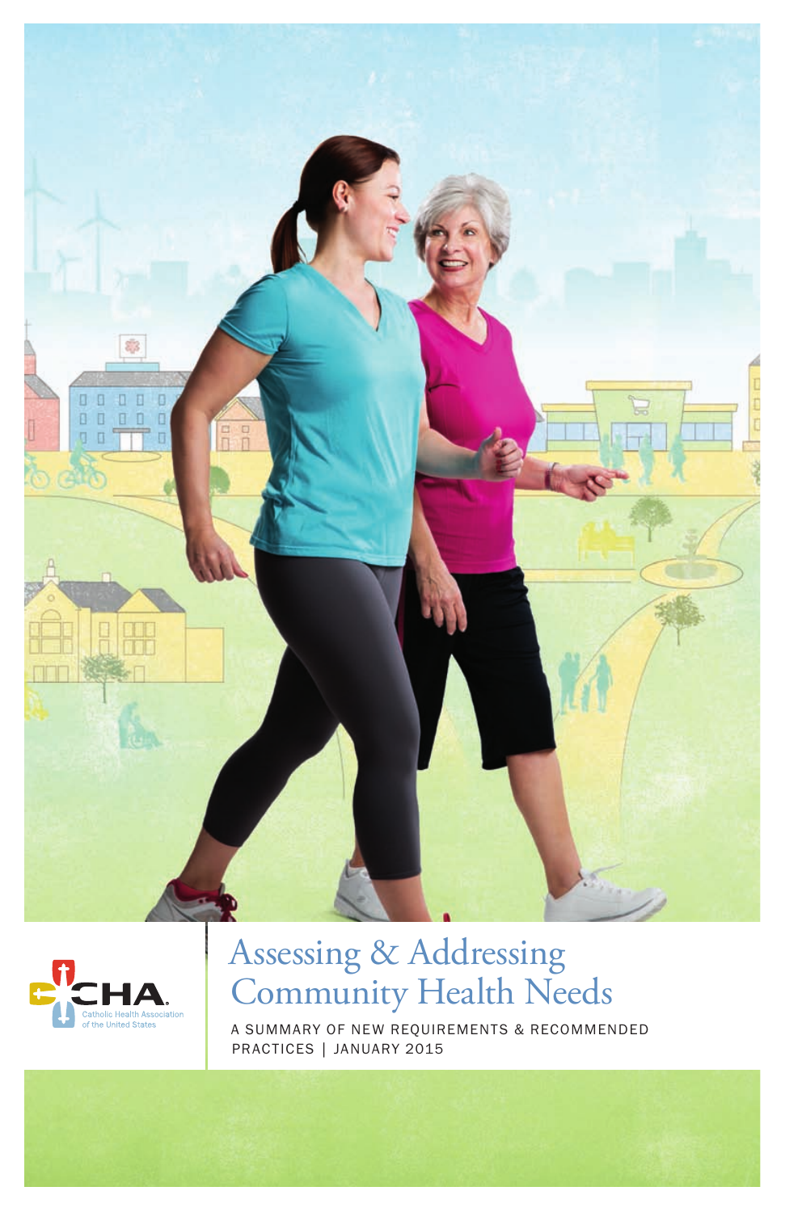CHA

Catholic Health Association of the United States

# Assessing & Addressing Community Health Needs

A SUMMARY OF NEW REQUIREMENTS & RECOMMENDED PRACTICES | JANUARY 2015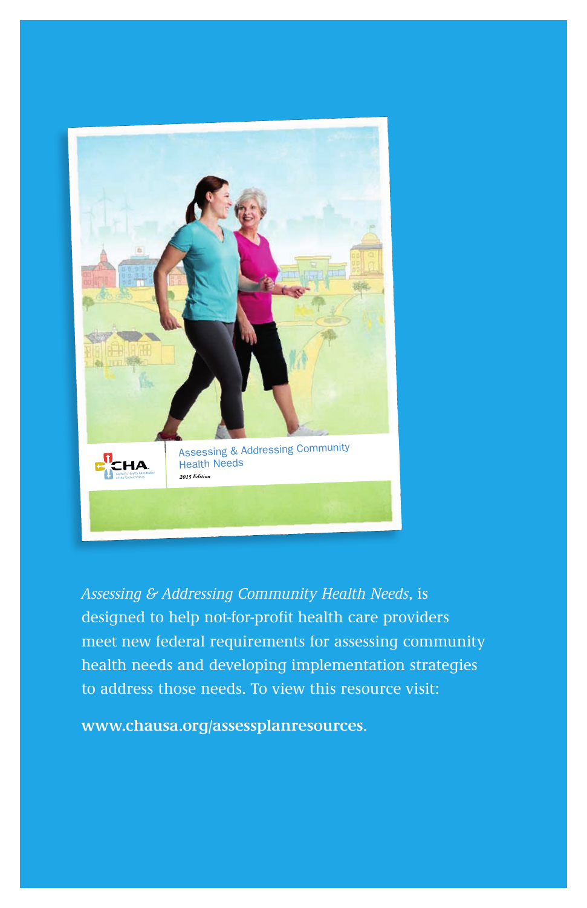*Assessing & Addressing Community Health Needs*, is designed to help not-for-profit health care providers meet new federal requirements for assessing community health needs and developing implementation strategies to address those needs. To view this resource visit:

**www.chausa.org/assessplanresources**.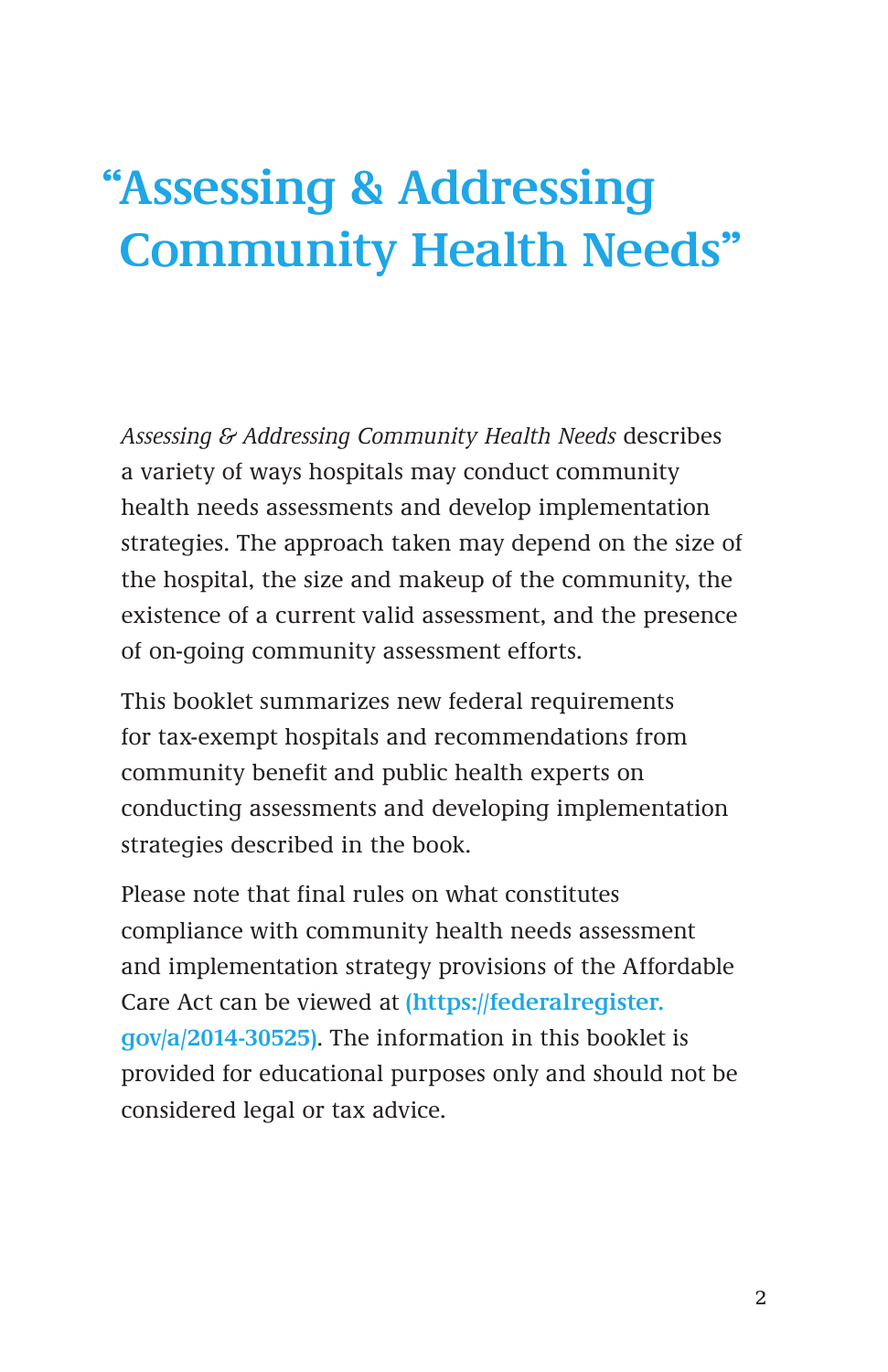# “Assessing & Addressing Community Health Needs”

*Assessing & Addressing Community Health Needs* describes a variety of ways hospitals may conduct community health needs assessments and develop implementation strategies. The approach taken may depend on the size of the hospital, the size and makeup of the community, the existence of a current valid assessment, and the presence of on-going community assessment efforts.

This booklet summarizes new federal requirements for tax-exempt hospitals and recommendations from community benefit and public health experts on conducting assessments and developing implementation strategies described in the book.

Please note that final rules on what constitutes compliance with community health needs assessment and implementation strategy provisions of the Affordable Care Act can be viewed at **(https://federalregister.gov/a/2014-30525)**. The information in this booklet is provided for educational purposes only and should not be considered legal or tax advice.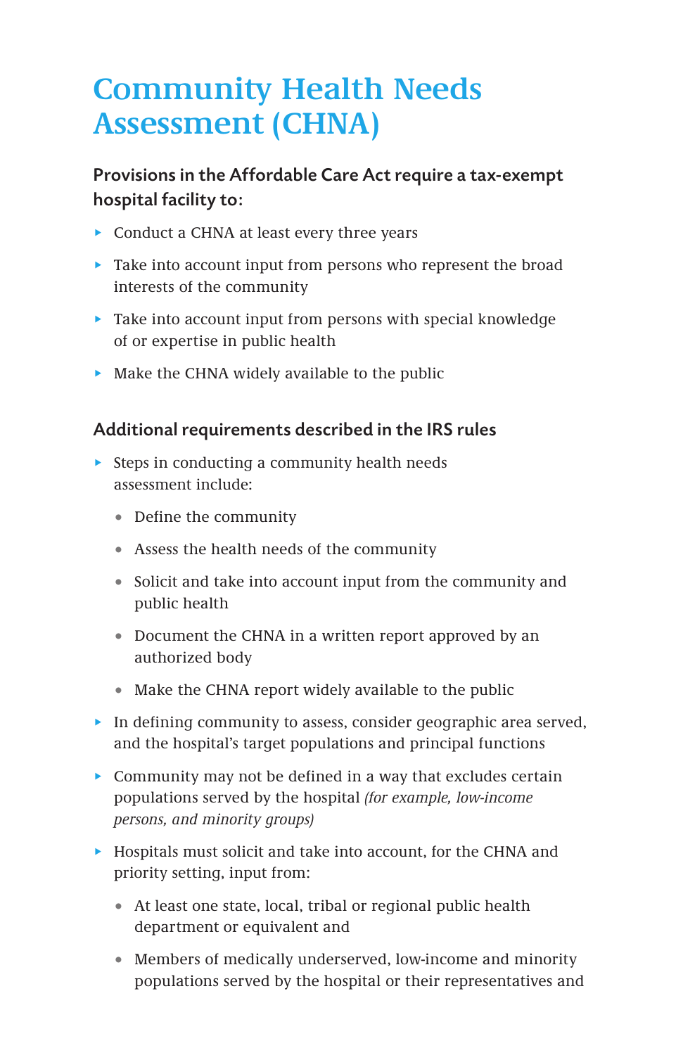# Community Health Needs Assessment (CHNA)

**Provisions in the Affordable Care Act require a tax-exempt hospital facility to:**

- Conduct a CHNA at least every three years
- Take into account input from persons who represent the broad interests of the community
- Take into account input from persons with special knowledge of or expertise in public health
- Make the CHNA widely available to the public

**Additional requirements described in the IRS rules**

- Steps in conducting a community health needs assessment include:
  - Define the community
  - Assess the health needs of the community
  - Solicit and take into account input from the community and public health
  - Document the CHNA in a written report approved by an authorized body
  - Make the CHNA report widely available to the public
- In defining community to assess, consider geographic area served, and the hospital's target populations and principal functions
- Community may not be defined in a way that excludes certain populations served by the hospital *(for example, low-income persons, and minority groups)*
- Hospitals must solicit and take into account, for the CHNA and priority setting, input from:
  - At least one state, local, tribal or regional public health department or equivalent and
  - Members of medically underserved, low-income and minority populations served by the hospital or their representatives and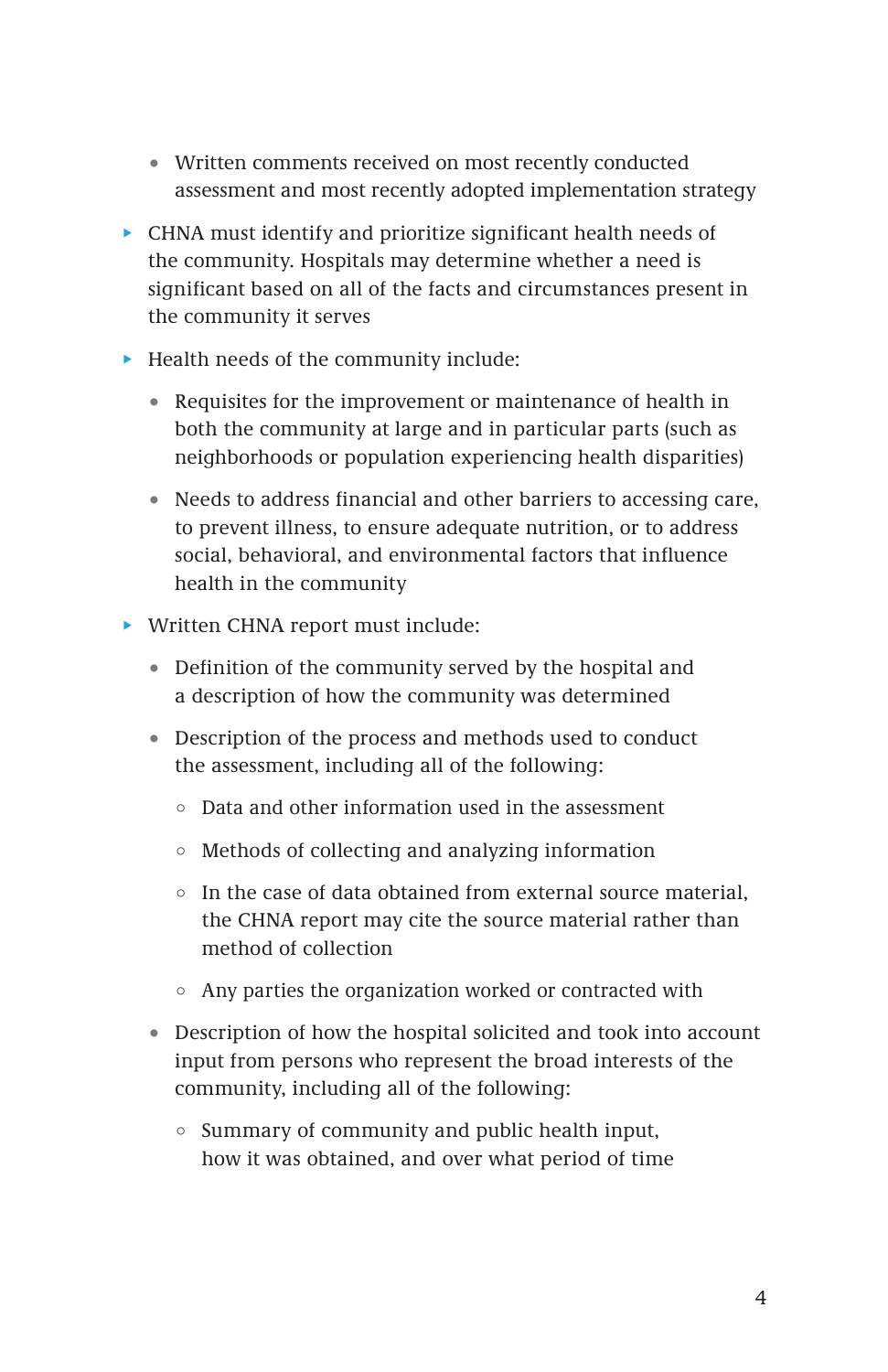- Written comments received on most recently conducted assessment and most recently adopted implementation strategy

- CHNA must identify and prioritize significant health needs of the community. Hospitals may determine whether a need is significant based on all of the facts and circumstances present in the community it serves

- Health needs of the community include:

  - Requisites for the improvement or maintenance of health in both the community at large and in particular parts (such as neighborhoods or population experiencing health disparities)

  - Needs to address financial and other barriers to accessing care, to prevent illness, to ensure adequate nutrition, or to address social, behavioral, and environmental factors that influence health in the community

- Written CHNA report must include:

  - Definition of the community served by the hospital and a description of how the community was determined

  - Description of the process and methods used to conduct the assessment, including all of the following:

    - Data and other information used in the assessment

    - Methods of collecting and analyzing information

    - In the case of data obtained from external source material, the CHNA report may cite the source material rather than method of collection

    - Any parties the organization worked or contracted with

  - Description of how the hospital solicited and took into account input from persons who represent the broad interests of the community, including all of the following:

    - Summary of community and public health input, how it was obtained, and over what period of time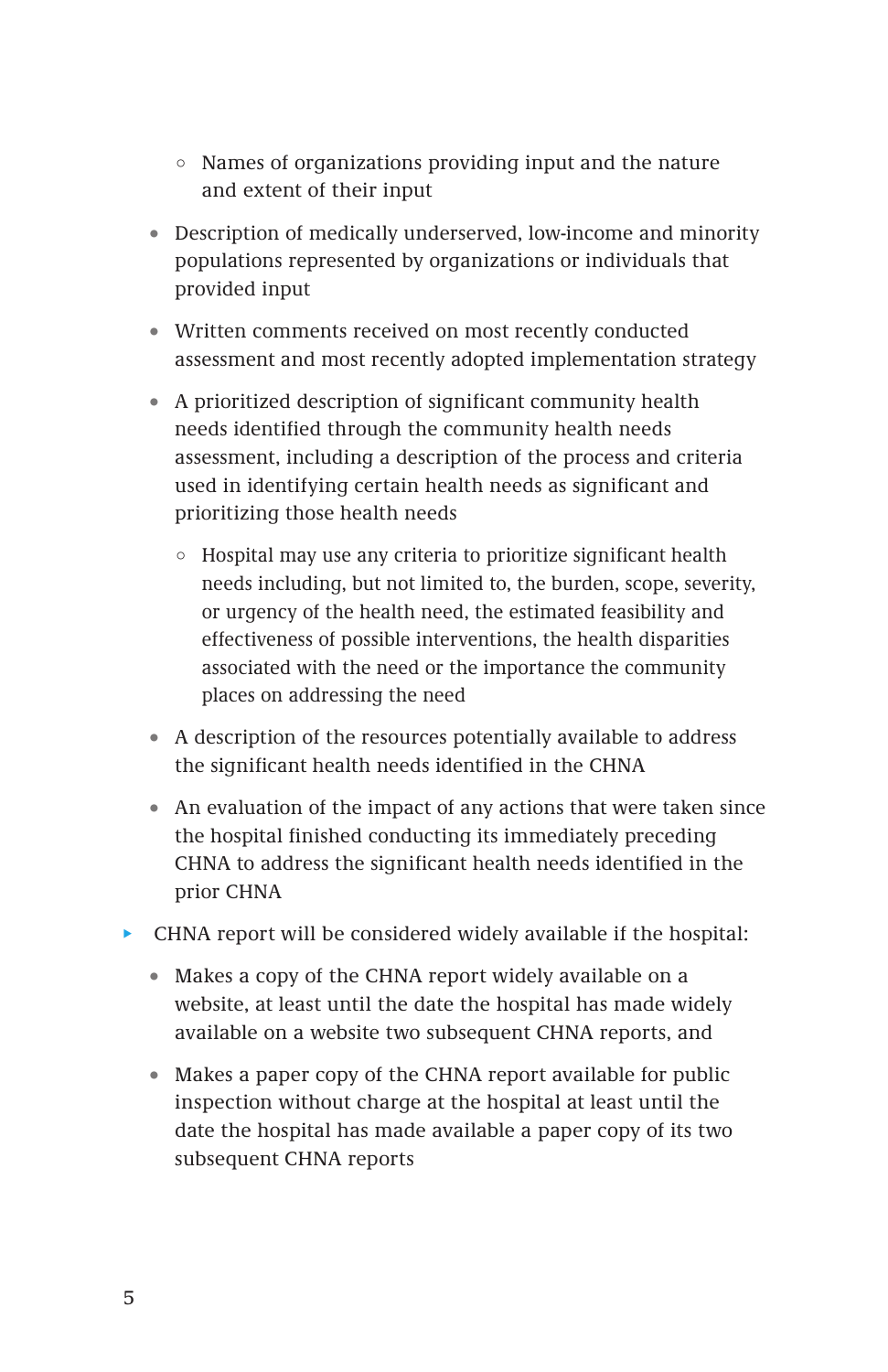- Names of organizations providing input and the nature and extent of their input
  - Description of medically underserved, low-income and minority populations represented by organizations or individuals that provided input
  - Written comments received on most recently conducted assessment and most recently adopted implementation strategy
  - A prioritized description of significant community health needs identified through the community health needs assessment, including a description of the process and criteria used in identifying certain health needs as significant and prioritizing those health needs
    - Hospital may use any criteria to prioritize significant health needs including, but not limited to, the burden, scope, severity, or urgency of the health need, the estimated feasibility and effectiveness of possible interventions, the health disparities associated with the need or the importance the community places on addressing the need
  - A description of the resources potentially available to address the significant health needs identified in the CHNA
  - An evaluation of the impact of any actions that were taken since the hospital finished conducting its immediately preceding CHNA to address the significant health needs identified in the prior CHNA
- CHNA report will be considered widely available if the hospital:
  - Makes a copy of the CHNA report widely available on a website, at least until the date the hospital has made widely available on a website two subsequent CHNA reports, and
  - Makes a paper copy of the CHNA report available for public inspection without charge at the hospital at least until the date the hospital has made available a paper copy of its two subsequent CHNA reports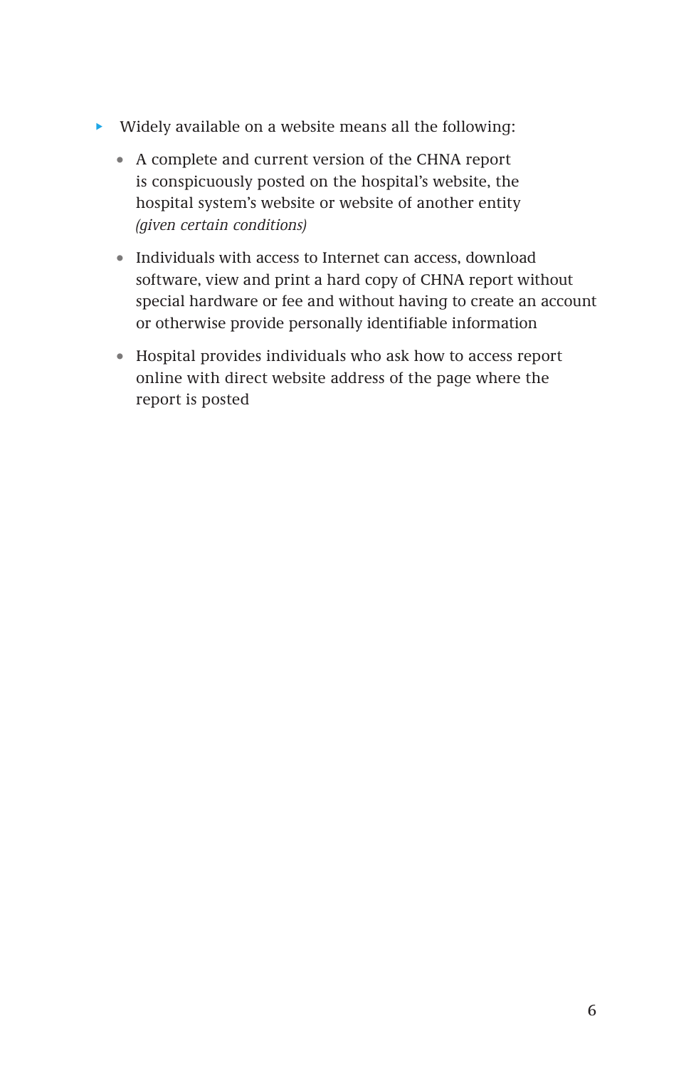- Widely available on a website means all the following:
  - A complete and current version of the CHNA report is conspicuously posted on the hospital's website, the hospital system's website or website of another entity *(given certain conditions)*
  - Individuals with access to Internet can access, download software, view and print a hard copy of CHNA report without special hardware or fee and without having to create an account or otherwise provide personally identifiable information
  - Hospital provides individuals who ask how to access report online with direct website address of the page where the report is posted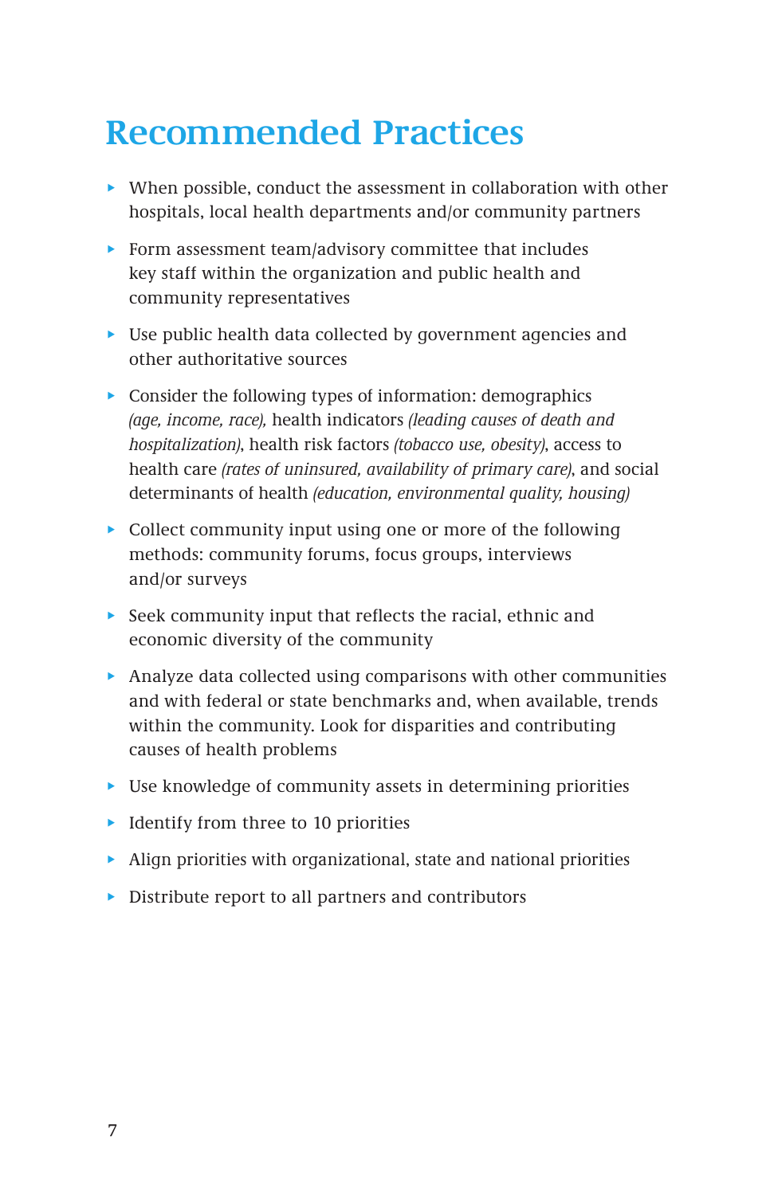# Recommended Practices

- When possible, conduct the assessment in collaboration with other hospitals, local health departments and/or community partners
- Form assessment team/advisory committee that includes key staff within the organization and public health and community representatives
- Use public health data collected by government agencies and other authoritative sources
- Consider the following types of information: demographics *(age, income, race),* health indicators *(leading causes of death and hospitalization)*, health risk factors *(tobacco use, obesity)*, access to health care *(rates of uninsured, availability of primary care)*, and social determinants of health *(education, environmental quality, housing)*
- Collect community input using one or more of the following methods: community forums, focus groups, interviews and/or surveys
- Seek community input that reflects the racial, ethnic and economic diversity of the community
- Analyze data collected using comparisons with other communities and with federal or state benchmarks and, when available, trends within the community. Look for disparities and contributing causes of health problems
- Use knowledge of community assets in determining priorities
- Identify from three to 10 priorities
- Align priorities with organizational, state and national priorities
- Distribute report to all partners and contributors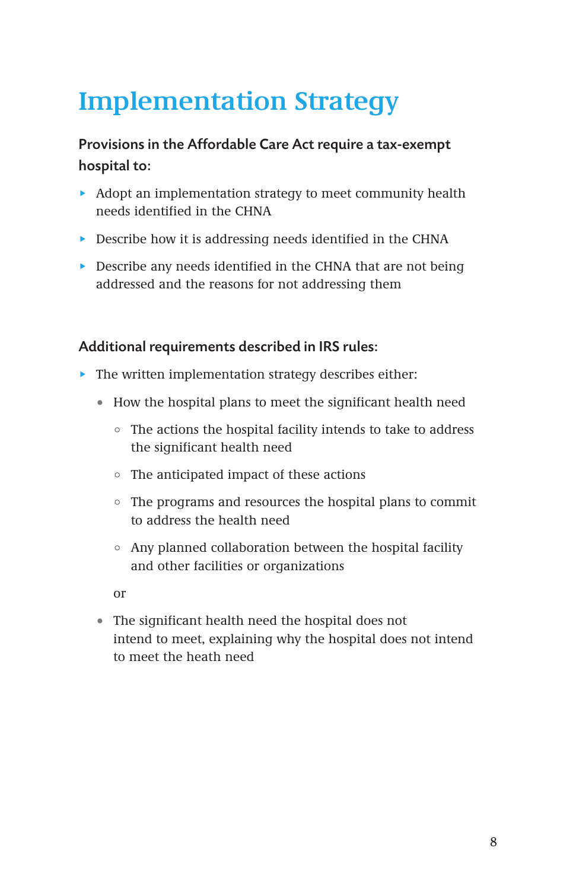# Implementation Strategy

**Provisions in the Affordable Care Act require a tax-exempt hospital to:**

- Adopt an implementation strategy to meet community health needs identified in the CHNA
- Describe how it is addressing needs identified in the CHNA
- Describe any needs identified in the CHNA that are not being addressed and the reasons for not addressing them

**Additional requirements described in IRS rules:**

- The written implementation strategy describes either:
  - How the hospital plans to meet the significant health need
    - The actions the hospital facility intends to take to address the significant health need
    - The anticipated impact of these actions
    - The programs and resources the hospital plans to commit to address the health need
    - Any planned collaboration between the hospital facility and other facilities or organizations

    or

  - The significant health need the hospital does not intend to meet, explaining why the hospital does not intend to meet the heath need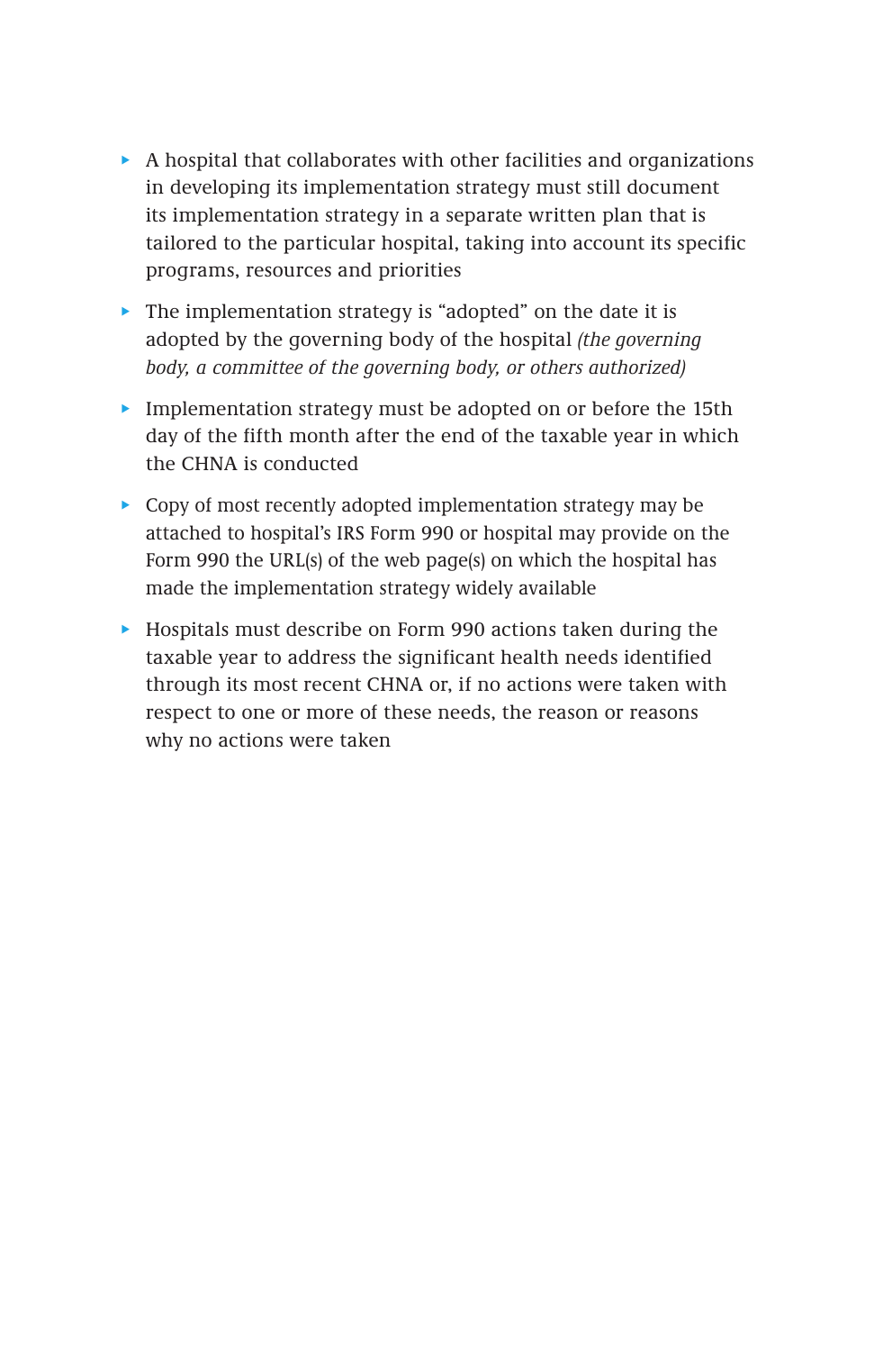- A hospital that collaborates with other facilities and organizations in developing its implementation strategy must still document its implementation strategy in a separate written plan that is tailored to the particular hospital, taking into account its specific programs, resources and priorities
- The implementation strategy is "adopted" on the date it is adopted by the governing body of the hospital *(the governing body, a committee of the governing body, or others authorized)*
- Implementation strategy must be adopted on or before the 15th day of the fifth month after the end of the taxable year in which the CHNA is conducted
- Copy of most recently adopted implementation strategy may be attached to hospital's IRS Form 990 or hospital may provide on the Form 990 the URL(s) of the web page(s) on which the hospital has made the implementation strategy widely available
- Hospitals must describe on Form 990 actions taken during the taxable year to address the significant health needs identified through its most recent CHNA or, if no actions were taken with respect to one or more of these needs, the reason or reasons why no actions were taken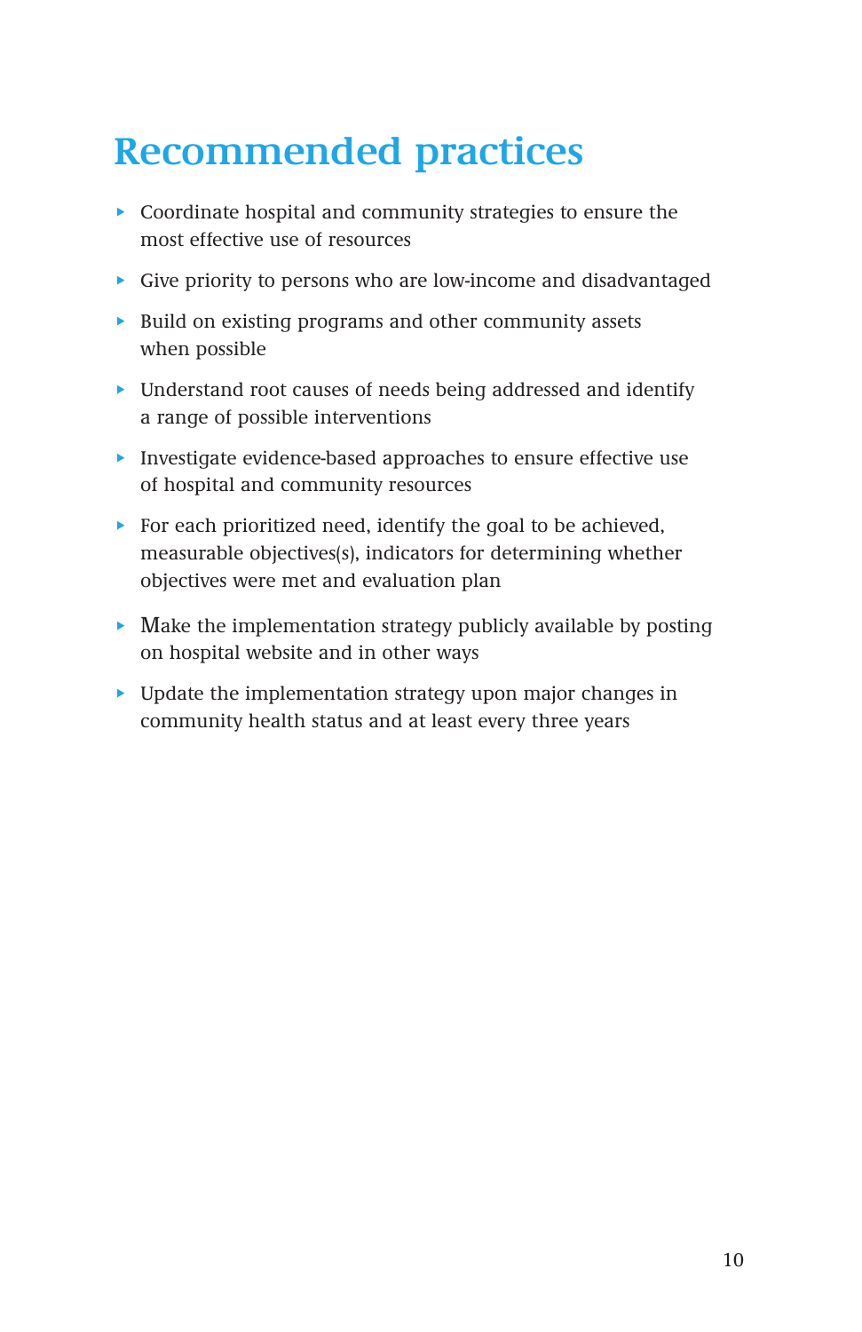# Recommended practices

- Coordinate hospital and community strategies to ensure the most effective use of resources
- Give priority to persons who are low-income and disadvantaged
- Build on existing programs and other community assets when possible
- Understand root causes of needs being addressed and identify a range of possible interventions
- Investigate evidence-based approaches to ensure effective use of hospital and community resources
- For each prioritized need, identify the goal to be achieved, measurable objectives(s), indicators for determining whether objectives were met and evaluation plan
- Make the implementation strategy publicly available by posting on hospital website and in other ways
- Update the implementation strategy upon major changes in community health status and at least every three years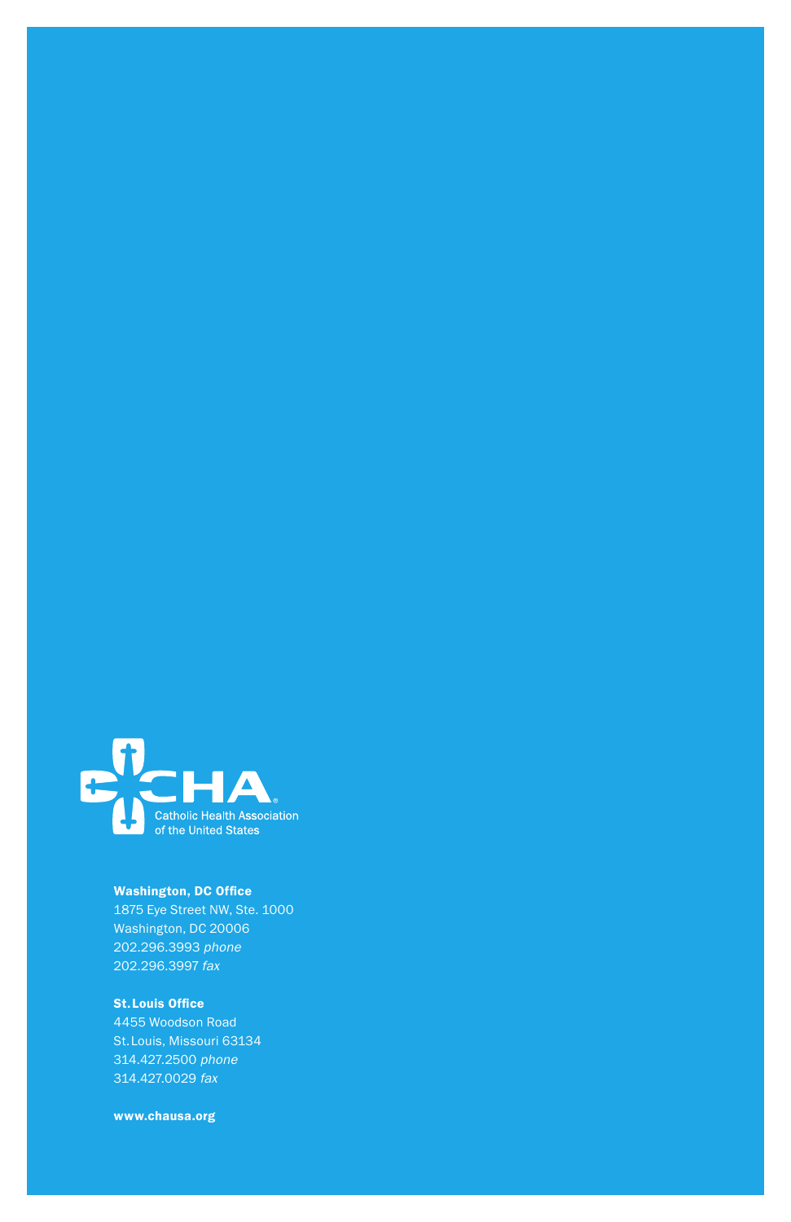CHA

Catholic Health Association of the United States

**Washington, DC Office**
1875 Eye Street NW, Ste. 1000
Washington, DC 20006
202.296.3993 *phone*
202.296.3997 *fax*

**St. Louis Office**
4455 Woodson Road
St. Louis, Missouri 63134
314.427.2500 *phone*
314.427.0029 *fax*

**www.chausa.org**